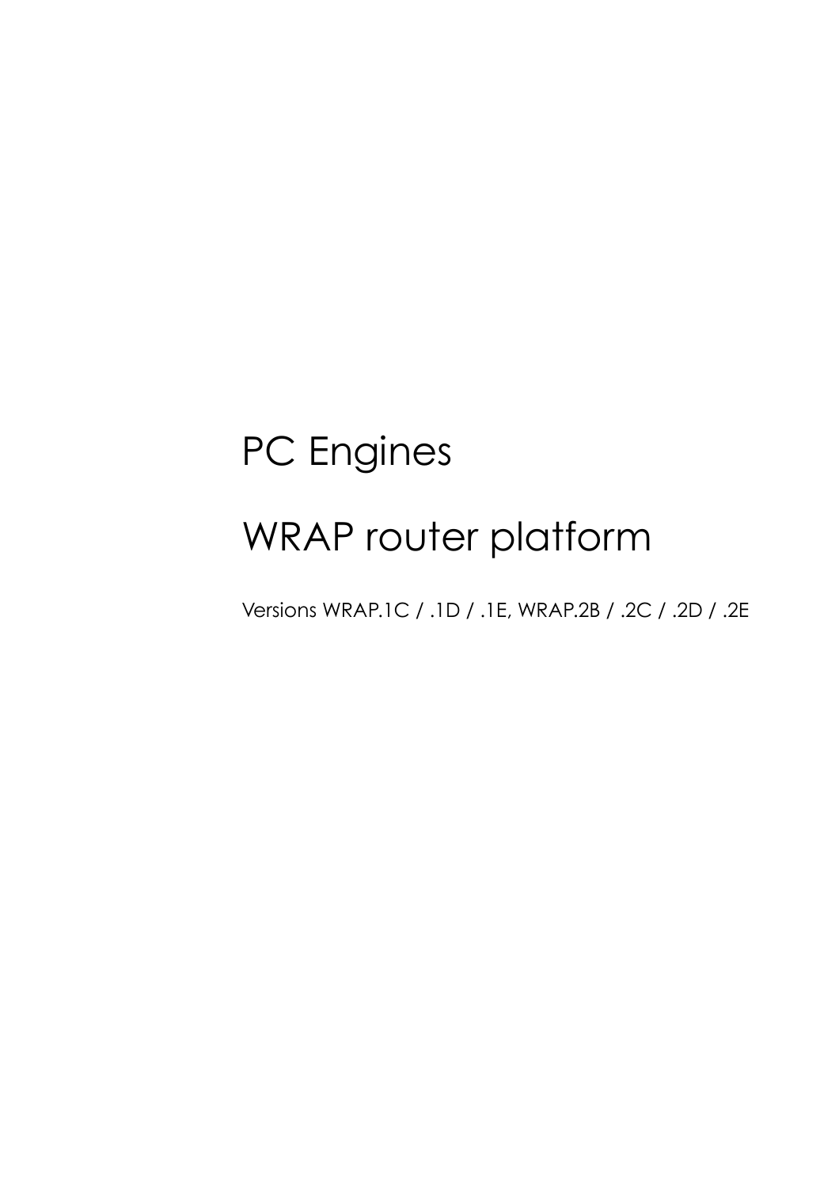# PC Engines

# WRAP router platform

Versions WRAP.1C / .1D / .1E, WRAP.2B / .2C / .2D / .2E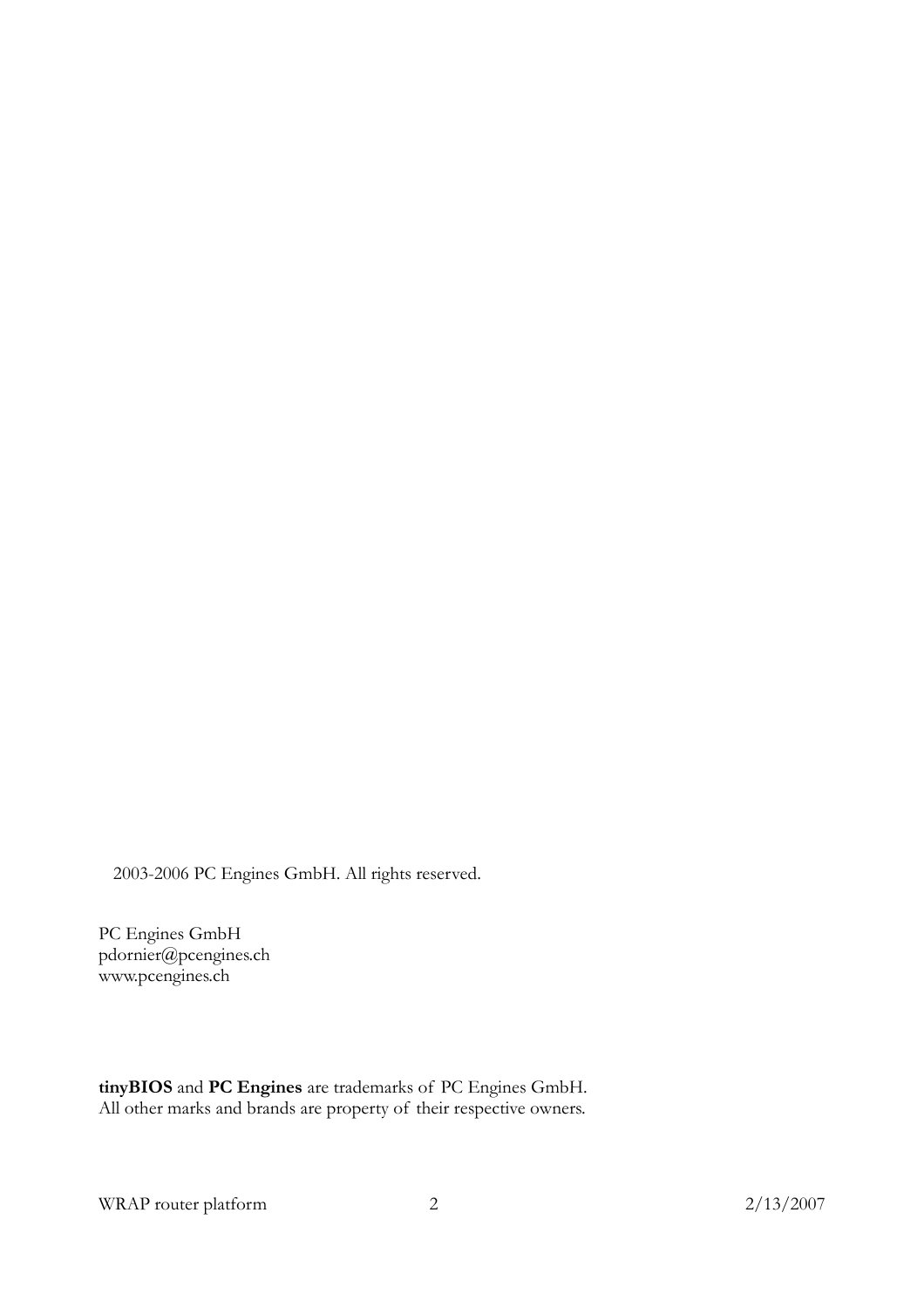2003-2006 PC Engines GmbH. All rights reserved.

PC Engines GmbH
pdornier@pcengines.ch
www.pcengines.ch

**tinyBIOS** and **PC Engines** are trademarks of PC Engines GmbH.
All other marks and brands are property of their respective owners.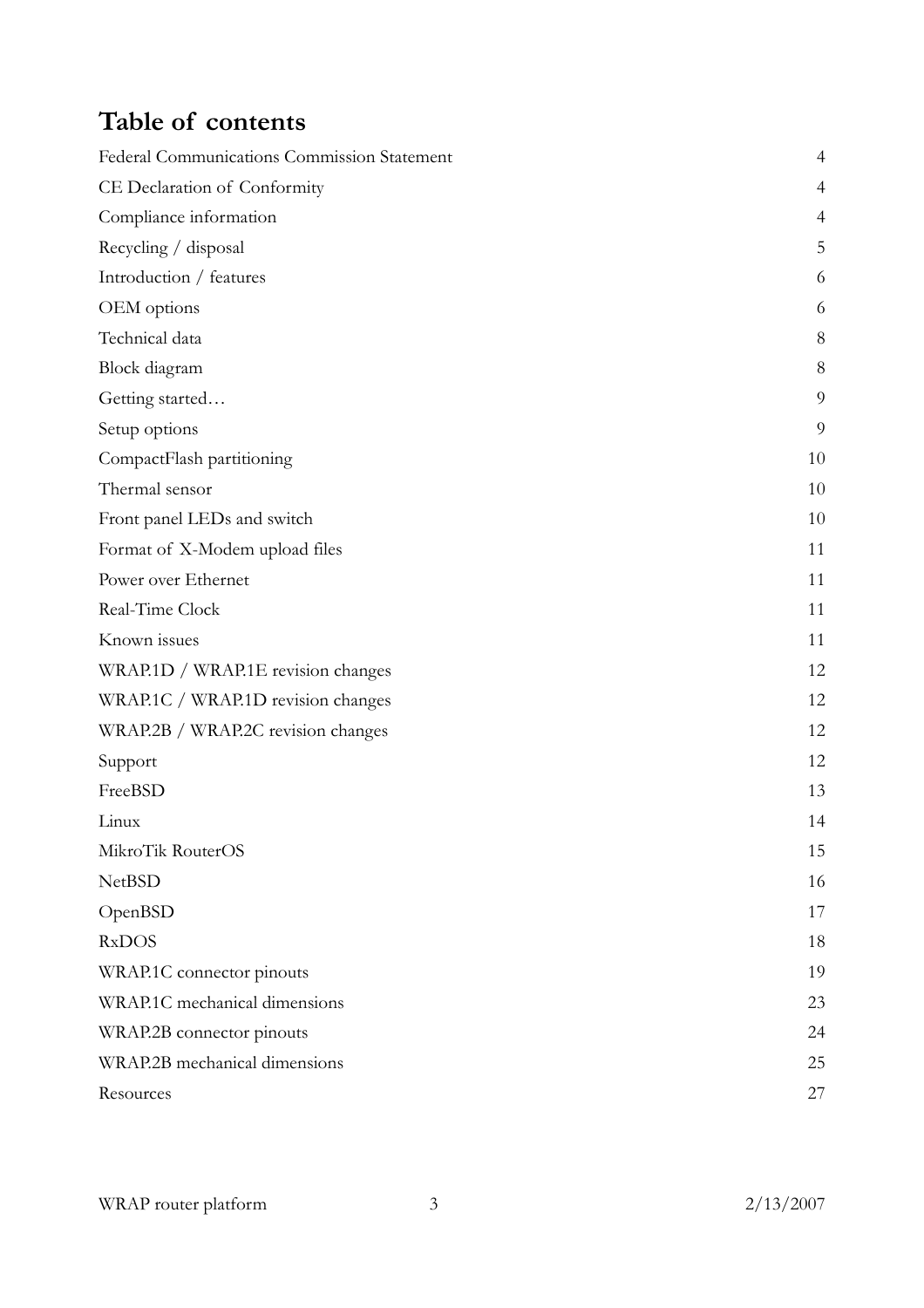# Table of contents

| | |
|---|---|
| Federal Communications Commission Statement | 4 |
| CE Declaration of Conformity | 4 |
| Compliance information | 4 |
| Recycling / disposal | 5 |
| Introduction / features | 6 |
| OEM options | 6 |
| Technical data | 8 |
| Block diagram | 8 |
| Getting started… | 9 |
| Setup options | 9 |
| CompactFlash partitioning | 10 |
| Thermal sensor | 10 |
| Front panel LEDs and switch | 10 |
| Format of X-Modem upload files | 11 |
| Power over Ethernet | 11 |
| Real-Time Clock | 11 |
| Known issues | 11 |
| WRAP.1D / WRAP.1E revision changes | 12 |
| WRAP.1C / WRAP.1D revision changes | 12 |
| WRAP.2B / WRAP.2C revision changes | 12 |
| Support | 12 |
| FreeBSD | 13 |
| Linux | 14 |
| MikroTik RouterOS | 15 |
| NetBSD | 16 |
| OpenBSD | 17 |
| RxDOS | 18 |
| WRAP.1C connector pinouts | 19 |
| WRAP.1C mechanical dimensions | 23 |
| WRAP.2B connector pinouts | 24 |
| WRAP.2B mechanical dimensions | 25 |
| Resources | 27 |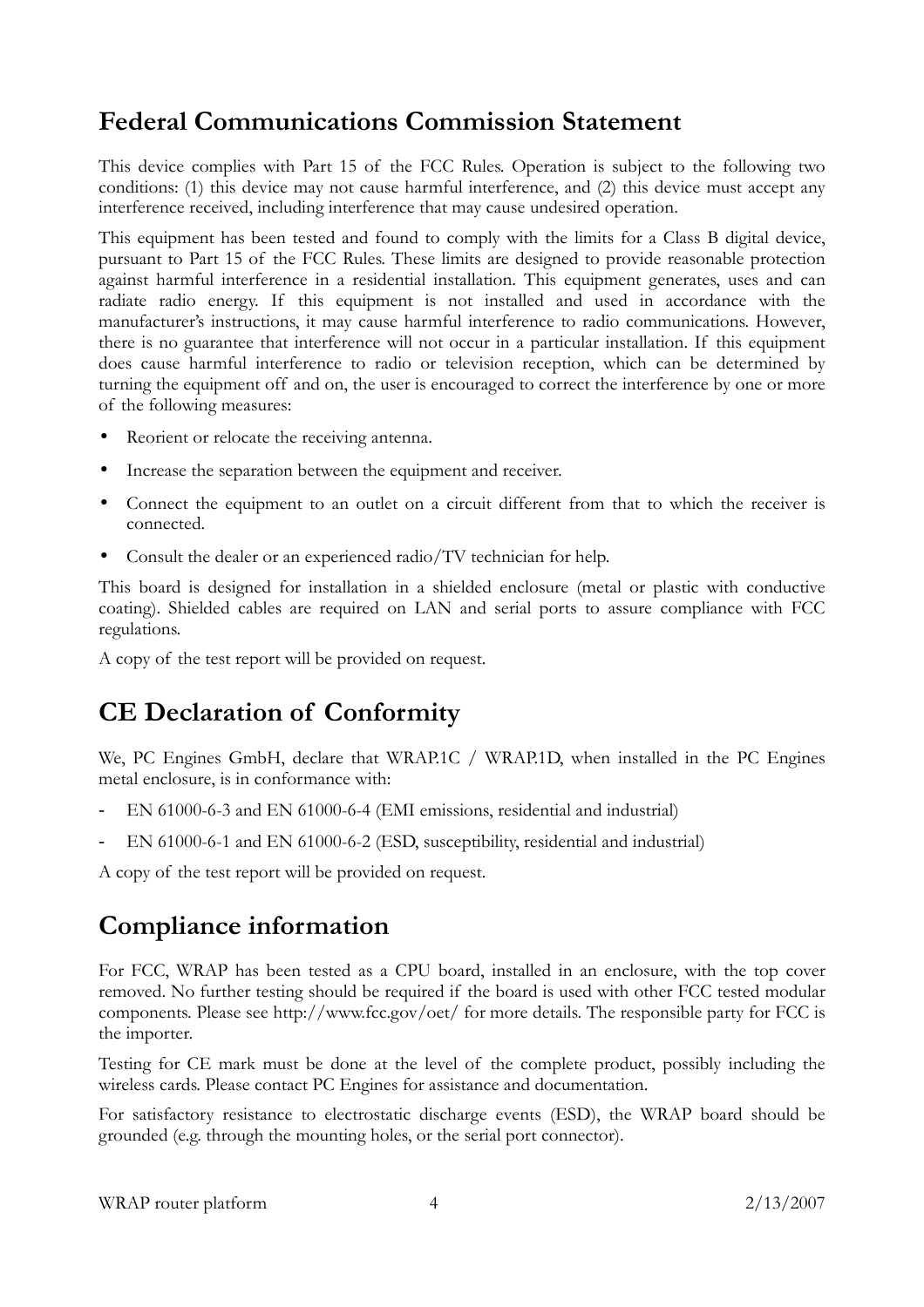## Federal Communications Commission Statement

This device complies with Part 15 of the FCC Rules. Operation is subject to the following two conditions: (1) this device may not cause harmful interference, and (2) this device must accept any interference received, including interference that may cause undesired operation.

This equipment has been tested and found to comply with the limits for a Class B digital device, pursuant to Part 15 of the FCC Rules. These limits are designed to provide reasonable protection against harmful interference in a residential installation. This equipment generates, uses and can radiate radio energy. If this equipment is not installed and used in accordance with the manufacturer's instructions, it may cause harmful interference to radio communications. However, there is no guarantee that interference will not occur in a particular installation. If this equipment does cause harmful interference to radio or television reception, which can be determined by turning the equipment off and on, the user is encouraged to correct the interference by one or more of the following measures:

- Reorient or relocate the receiving antenna.
- Increase the separation between the equipment and receiver.
- Connect the equipment to an outlet on a circuit different from that to which the receiver is connected.
- Consult the dealer or an experienced radio/TV technician for help.

This board is designed for installation in a shielded enclosure (metal or plastic with conductive coating). Shielded cables are required on LAN and serial ports to assure compliance with FCC regulations.

A copy of the test report will be provided on request.

## CE Declaration of Conformity

We, PC Engines GmbH, declare that WRAP.1C / WRAP.1D, when installed in the PC Engines metal enclosure, is in conformance with:

- EN 61000-6-3 and EN 61000-6-4 (EMI emissions, residential and industrial)
- EN 61000-6-1 and EN 61000-6-2 (ESD, susceptibility, residential and industrial)

A copy of the test report will be provided on request.

## Compliance information

For FCC, WRAP has been tested as a CPU board, installed in an enclosure, with the top cover removed. No further testing should be required if the board is used with other FCC tested modular components. Please see http://www.fcc.gov/oet/ for more details. The responsible party for FCC is the importer.

Testing for CE mark must be done at the level of the complete product, possibly including the wireless cards. Please contact PC Engines for assistance and documentation.

For satisfactory resistance to electrostatic discharge events (ESD), the WRAP board should be grounded (e.g. through the mounting holes, or the serial port connector).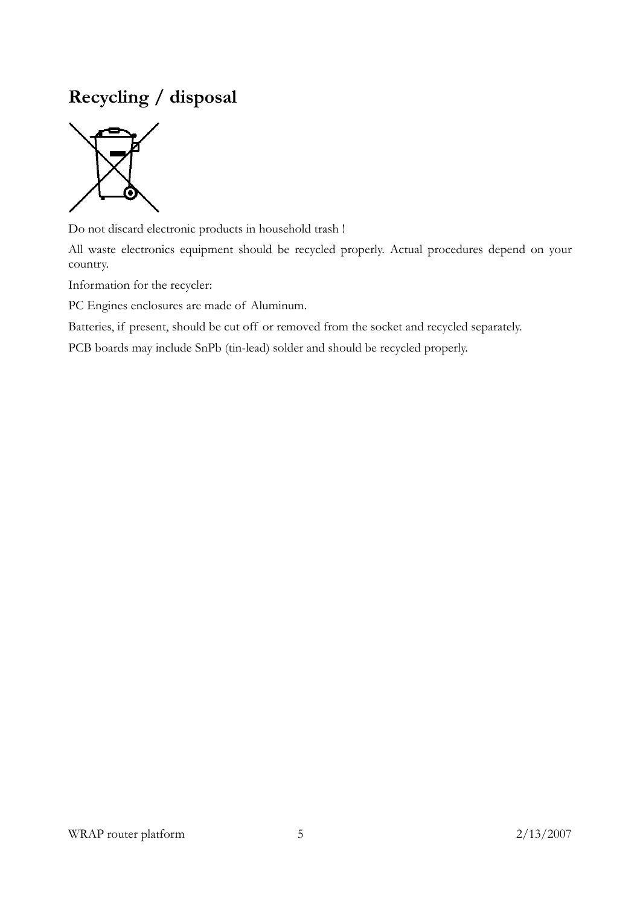# Recycling / disposal

Do not discard electronic products in household trash !

All waste electronics equipment should be recycled properly. Actual procedures depend on your country.

Information for the recycler:

PC Engines enclosures are made of Aluminum.

Batteries, if present, should be cut off or removed from the socket and recycled separately.

PCB boards may include SnPb (tin-lead) solder and should be recycled properly.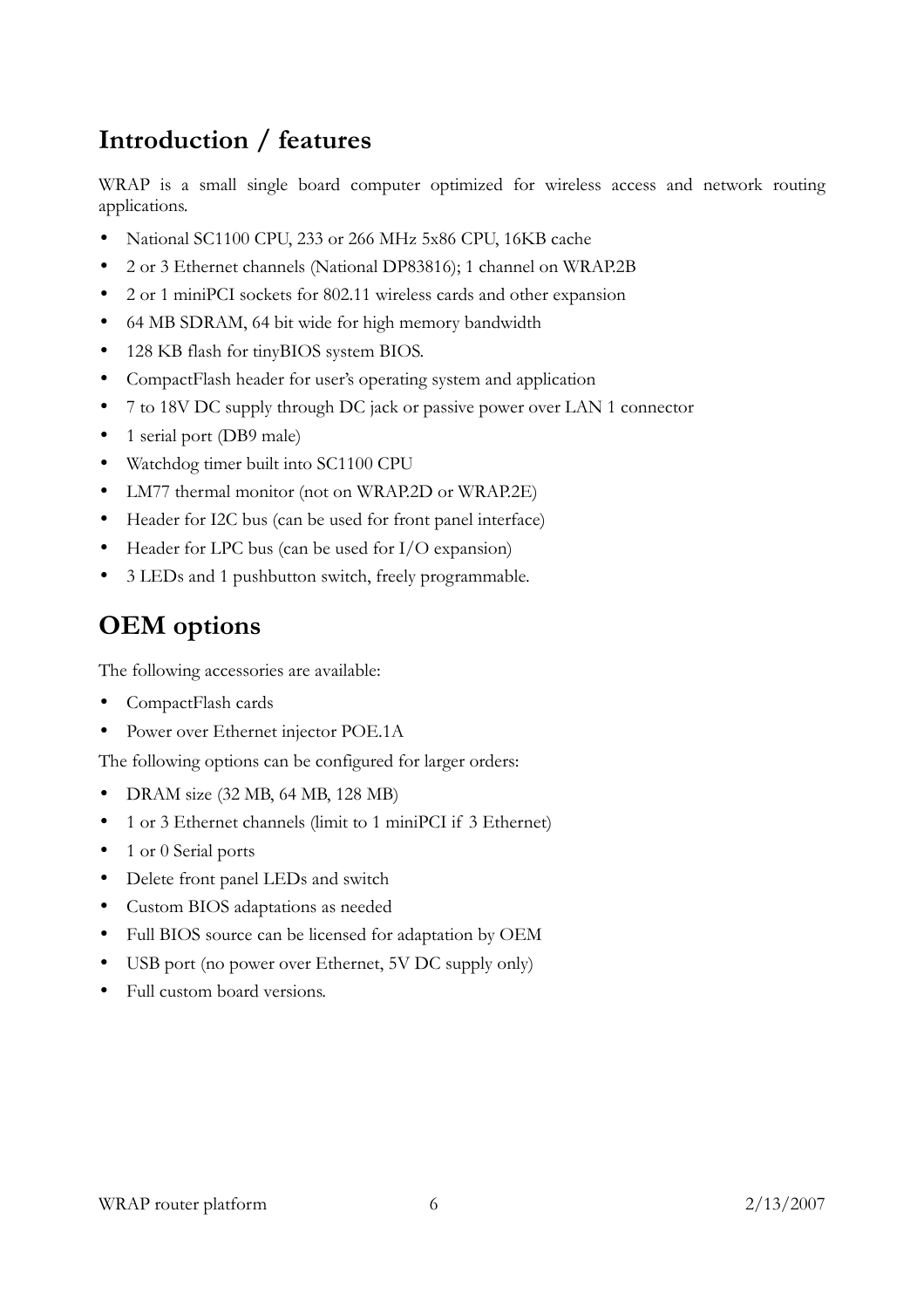## Introduction / features

WRAP is a small single board computer optimized for wireless access and network routing applications.

- National SC1100 CPU, 233 or 266 MHz 5x86 CPU, 16KB cache
- 2 or 3 Ethernet channels (National DP83816); 1 channel on WRAP.2B
- 2 or 1 miniPCI sockets for 802.11 wireless cards and other expansion
- 64 MB SDRAM, 64 bit wide for high memory bandwidth
- 128 KB flash for tinyBIOS system BIOS.
- CompactFlash header for user's operating system and application
- 7 to 18V DC supply through DC jack or passive power over LAN 1 connector
- 1 serial port (DB9 male)
- Watchdog timer built into SC1100 CPU
- LM77 thermal monitor (not on WRAP.2D or WRAP.2E)
- Header for I2C bus (can be used for front panel interface)
- Header for LPC bus (can be used for I/O expansion)
- 3 LEDs and 1 pushbutton switch, freely programmable.

## OEM options

The following accessories are available:

- CompactFlash cards
- Power over Ethernet injector POE.1A

The following options can be configured for larger orders:

- DRAM size (32 MB, 64 MB, 128 MB)
- 1 or 3 Ethernet channels (limit to 1 miniPCI if 3 Ethernet)
- 1 or 0 Serial ports
- Delete front panel LEDs and switch
- Custom BIOS adaptations as needed
- Full BIOS source can be licensed for adaptation by OEM
- USB port (no power over Ethernet, 5V DC supply only)
- Full custom board versions.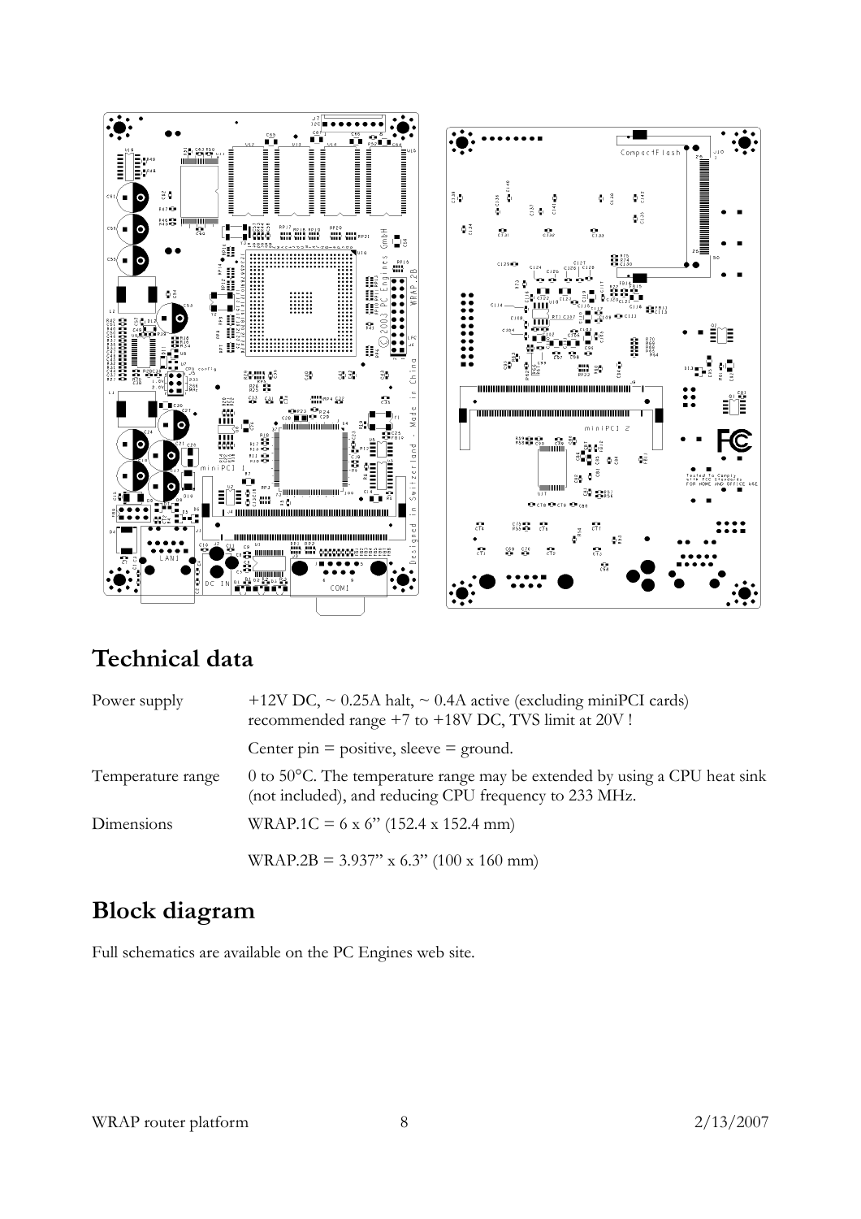## Technical data

| | |
|---|---|
| Power supply | +12V DC, ~ 0.25A halt, ~ 0.4A active (excluding miniPCI cards) recommended range +7 to +18V DC, TVS limit at 20V ! |
| | Center pin = positive, sleeve = ground. |
| Temperature range | 0 to 50°C. The temperature range may be extended by using a CPU heat sink (not included), and reducing CPU frequency to 233 MHz. |
| Dimensions | WRAP.1C = 6 x 6" (152.4 x 152.4 mm) |
| | WRAP.2B = 3.937" x 6.3" (100 x 160 mm) |

## Block diagram

Full schematics are available on the PC Engines web site.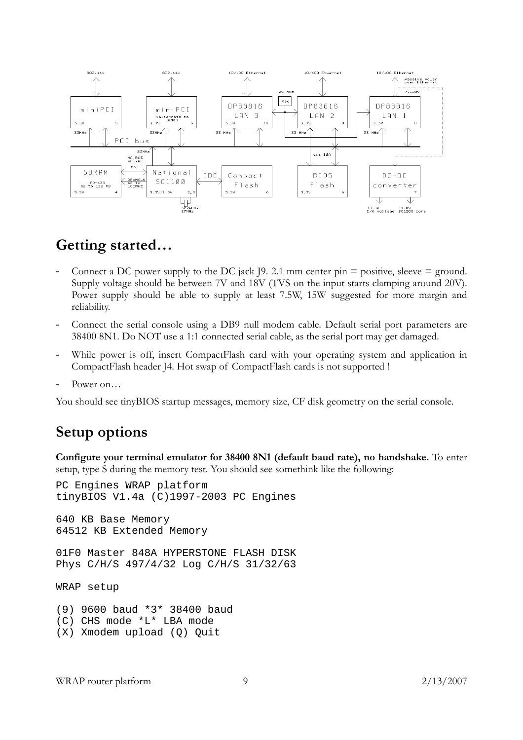## Getting started…

- Connect a DC power supply to the DC jack J9. 2.1 mm center pin = positive, sleeve = ground. Supply voltage should be between 7V and 18V (TVS on the input starts clamping around 20V). Power supply should be able to supply at least 7.5W, 15W suggested for more margin and reliability.
- Connect the serial console using a DB9 null modem cable. Default serial port parameters are 38400 8N1. Do NOT use a 1:1 connected serial cable, as the serial port may get damaged.
- While power is off, insert CompactFlash card with your operating system and application in CompactFlash header J4. Hot swap of CompactFlash cards is not supported !
- Power on…

You should see tinyBIOS startup messages, memory size, CF disk geometry on the serial console.

## Setup options

**Configure your terminal emulator for 38400 8N1 (default baud rate), no handshake.** To enter setup, type S during the memory test. You should see somethink like the following:

```
PC Engines WRAP platform
tinyBIOS V1.4a (C)1997-2003 PC Engines

640 KB Base Memory
64512 KB Extended Memory

01F0 Master 848A HYPERSTONE FLASH DISK
Phys C/H/S 497/4/32 Log C/H/S 31/32/63

WRAP setup

(9) 9600 baud *3* 38400 baud
(C) CHS mode *L* LBA mode
(X) Xmodem upload (Q) Quit
```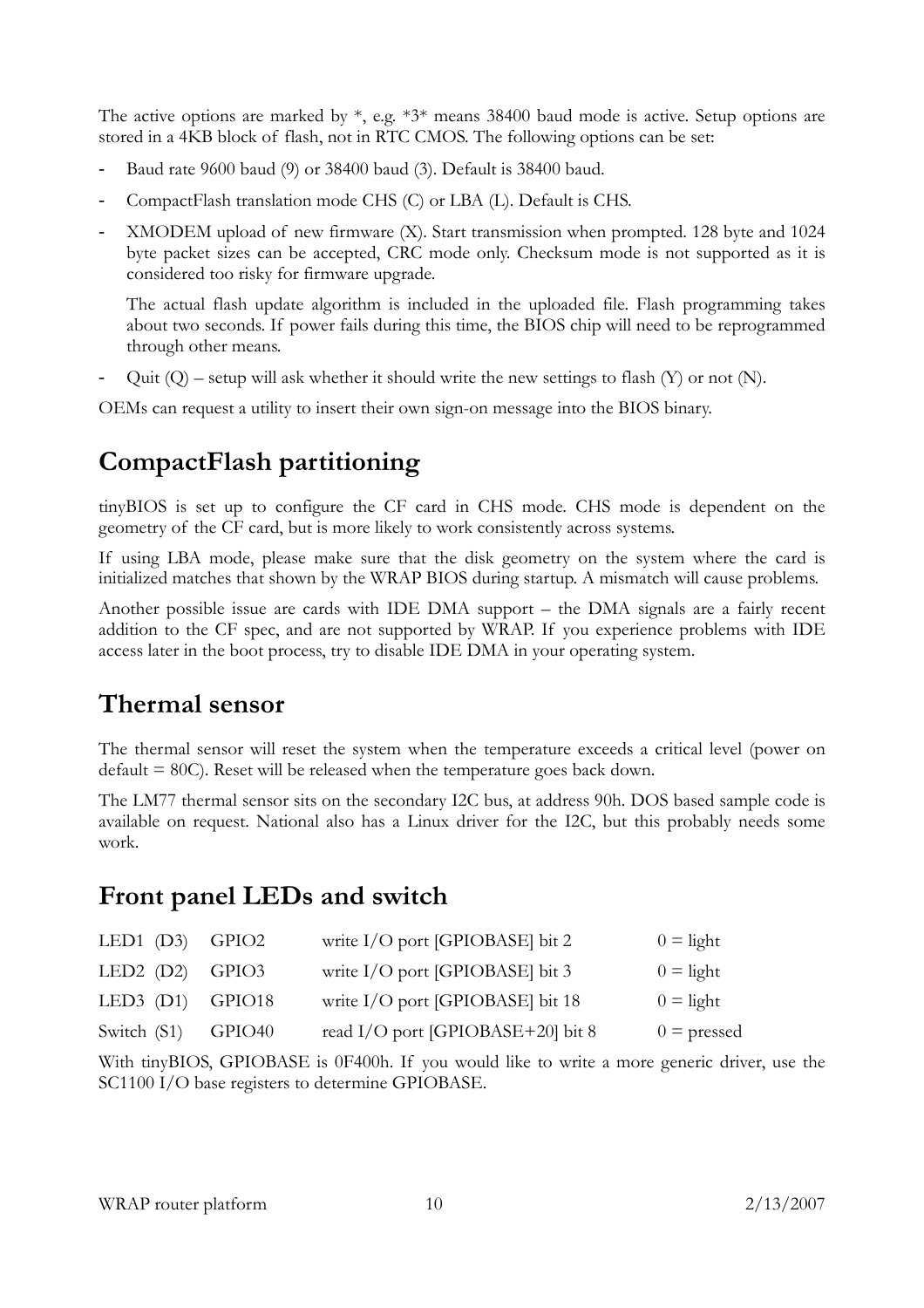The active options are marked by *, e.g. *3* means 38400 baud mode is active. Setup options are stored in a 4KB block of flash, not in RTC CMOS. The following options can be set:

- Baud rate 9600 baud (9) or 38400 baud (3). Default is 38400 baud.
- CompactFlash translation mode CHS (C) or LBA (L). Default is CHS.
- XMODEM upload of new firmware (X). Start transmission when prompted. 128 byte and 1024 byte packet sizes can be accepted, CRC mode only. Checksum mode is not supported as it is considered too risky for firmware upgrade.

  The actual flash update algorithm is included in the uploaded file. Flash programming takes about two seconds. If power fails during this time, the BIOS chip will need to be reprogrammed through other means.
- Quit (Q) – setup will ask whether it should write the new settings to flash (Y) or not (N).

OEMs can request a utility to insert their own sign-on message into the BIOS binary.

# CompactFlash partitioning

tinyBIOS is set up to configure the CF card in CHS mode. CHS mode is dependent on the geometry of the CF card, but is more likely to work consistently across systems.

If using LBA mode, please make sure that the disk geometry on the system where the card is initialized matches that shown by the WRAP BIOS during startup. A mismatch will cause problems.

Another possible issue are cards with IDE DMA support – the DMA signals are a fairly recent addition to the CF spec, and are not supported by WRAP. If you experience problems with IDE access later in the boot process, try to disable IDE DMA in your operating system.

# Thermal sensor

The thermal sensor will reset the system when the temperature exceeds a critical level (power on default = 80C). Reset will be released when the temperature goes back down.

The LM77 thermal sensor sits on the secondary I2C bus, at address 90h. DOS based sample code is available on request. National also has a Linux driver for the I2C, but this probably needs some work.

# Front panel LEDs and switch

| | | | |
|---|---|---|---|
| LED1 (D3) | GPIO2 | write I/O port [GPIOBASE] bit 2 | 0 = light |
| LED2 (D2) | GPIO3 | write I/O port [GPIOBASE] bit 3 | 0 = light |
| LED3 (D1) | GPIO18 | write I/O port [GPIOBASE] bit 18 | 0 = light |
| Switch (S1) | GPIO40 | read I/O port [GPIOBASE+20] bit 8 | 0 = pressed |

With tinyBIOS, GPIOBASE is 0F400h. If you would like to write a more generic driver, use the SC1100 I/O base registers to determine GPIOBASE.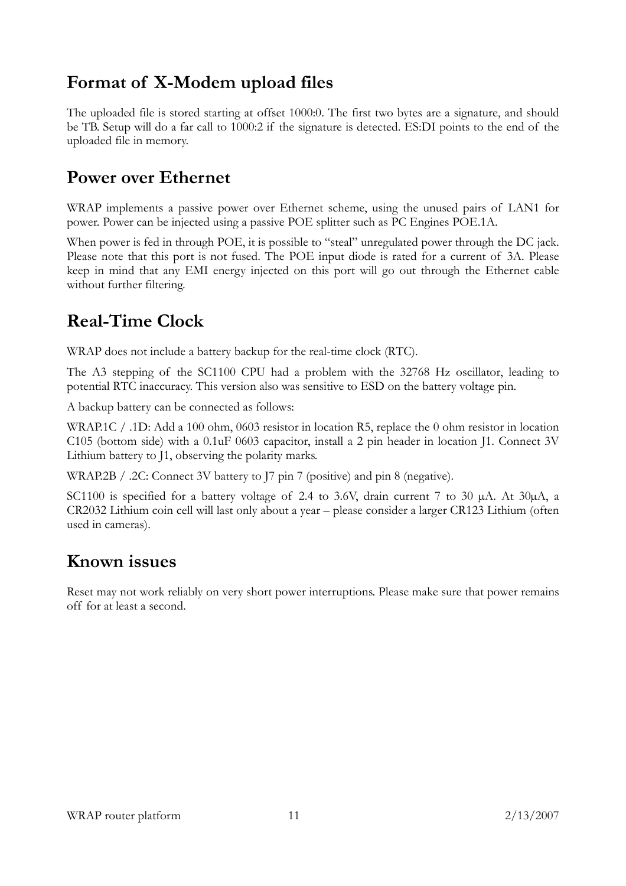## Format of X-Modem upload files

The uploaded file is stored starting at offset 1000:0. The first two bytes are a signature, and should be TB. Setup will do a far call to 1000:2 if the signature is detected. ES:DI points to the end of the uploaded file in memory.

## Power over Ethernet

WRAP implements a passive power over Ethernet scheme, using the unused pairs of LAN1 for power. Power can be injected using a passive POE splitter such as PC Engines POE.1A.

When power is fed in through POE, it is possible to "steal" unregulated power through the DC jack. Please note that this port is not fused. The POE input diode is rated for a current of 3A. Please keep in mind that any EMI energy injected on this port will go out through the Ethernet cable without further filtering.

## Real-Time Clock

WRAP does not include a battery backup for the real-time clock (RTC).

The A3 stepping of the SC1100 CPU had a problem with the 32768 Hz oscillator, leading to potential RTC inaccuracy. This version also was sensitive to ESD on the battery voltage pin.

A backup battery can be connected as follows:

WRAP.1C / .1D: Add a 100 ohm, 0603 resistor in location R5, replace the 0 ohm resistor in location C105 (bottom side) with a 0.1uF 0603 capacitor, install a 2 pin header in location J1. Connect 3V Lithium battery to J1, observing the polarity marks.

WRAP.2B / .2C: Connect 3V battery to J7 pin 7 (positive) and pin 8 (negative).

SC1100 is specified for a battery voltage of 2.4 to 3.6V, drain current 7 to 30 µA. At 30µA, a CR2032 Lithium coin cell will last only about a year – please consider a larger CR123 Lithium (often used in cameras).

## Known issues

Reset may not work reliably on very short power interruptions. Please make sure that power remains off for at least a second.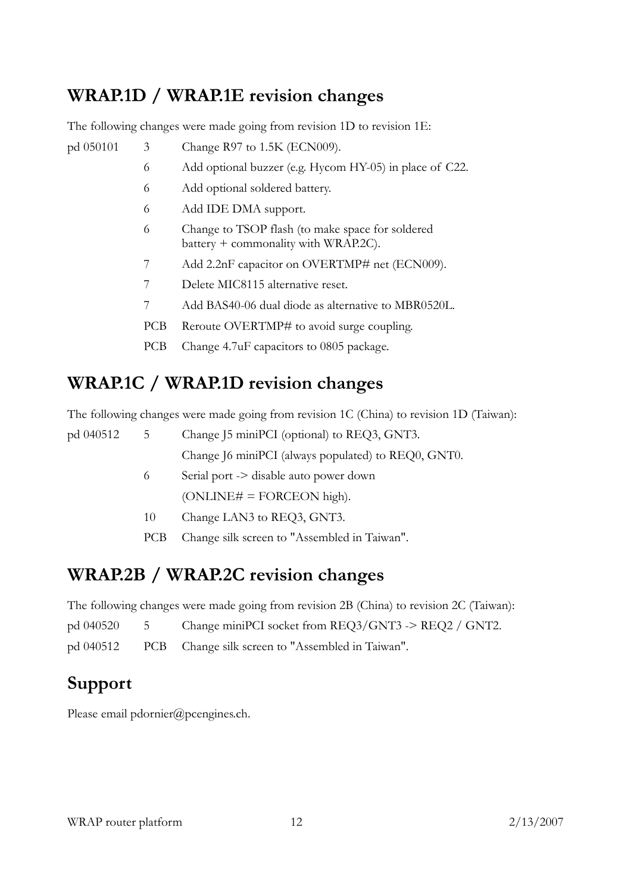## WRAP.1D / WRAP.1E revision changes

The following changes were made going from revision 1D to revision 1E:

| | | |
|---|---|---|
| pd 050101 | 3 | Change R97 to 1.5K (ECN009). |
| | 6 | Add optional buzzer (e.g. Hycom HY-05) in place of C22. |
| | 6 | Add optional soldered battery. |
| | 6 | Add IDE DMA support. |
| | 6 | Change to TSOP flash (to make space for soldered battery + commonality with WRAP.2C). |
| | 7 | Add 2.2nF capacitor on OVERTMP# net (ECN009). |
| | 7 | Delete MIC8115 alternative reset. |
| | 7 | Add BAS40-06 dual diode as alternative to MBR0520L. |
| | PCB | Reroute OVERTMP# to avoid surge coupling. |
| | PCB | Change 4.7uF capacitors to 0805 package. |

## WRAP.1C / WRAP.1D revision changes

The following changes were made going from revision 1C (China) to revision 1D (Taiwan):

| | | |
|---|---|---|
| pd 040512 | 5 | Change J5 miniPCI (optional) to REQ3, GNT3. |
| | | Change J6 miniPCI (always populated) to REQ0, GNT0. |
| | 6 | Serial port -> disable auto power down |
| | | (ONLINE# = FORCEON high). |
| | 10 | Change LAN3 to REQ3, GNT3. |
| | PCB | Change silk screen to "Assembled in Taiwan". |

## WRAP.2B / WRAP.2C revision changes

The following changes were made going from revision 2B (China) to revision 2C (Taiwan):

| | | |
|---|---|---|
| pd 040520 | 5 | Change miniPCI socket from REQ3/GNT3 -> REQ2 / GNT2. |
| pd 040512 | PCB | Change silk screen to "Assembled in Taiwan". |

## Support

Please email pdornier@pcengines.ch.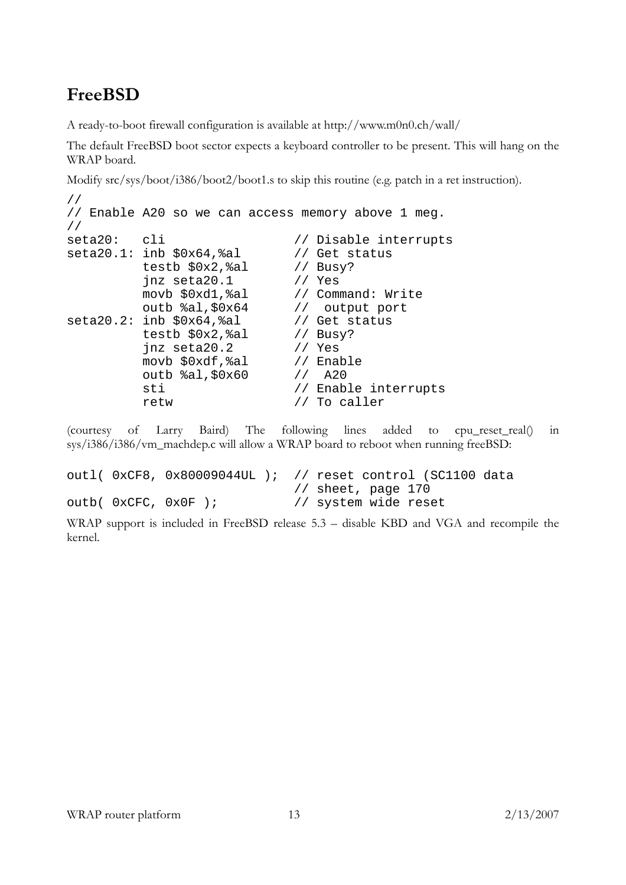## FreeBSD

A ready-to-boot firewall configuration is available at http://www.m0n0.ch/wall/

The default FreeBSD boot sector expects a keyboard controller to be present. This will hang on the WRAP board.

Modify src/sys/boot/i386/boot2/boot1.s to skip this routine (e.g. patch in a ret instruction).

```
//
// Enable A20 so we can access memory above 1 meg.
//
seta20:   cli                   // Disable interrupts
seta20.1: inb $0x64,%al         // Get status
          testb $0x2,%al        // Busy?
          jnz seta20.1          // Yes
          movb $0xd1,%al        // Command: Write
          outb %al,$0x64        //  output port
seta20.2: inb $0x64,%al         // Get status
          testb $0x2,%al        // Busy?
          jnz seta20.2          // Yes
          movb $0xdf,%al        // Enable
          outb %al,$0x60        //  A20
          sti                   // Enable interrupts
          retw                  // To caller
```

(courtesy of Larry Baird) The following lines added to cpu_reset_real() in sys/i386/i386/vm_machdep.c will allow a WRAP board to reboot when running freeBSD:

```
outl( 0xCF8, 0x80009044UL );  // reset control (SC1100 data
                              // sheet, page 170
outb( 0xCFC, 0x0F );          // system wide reset
```

WRAP support is included in FreeBSD release 5.3 – disable KBD and VGA and recompile the kernel.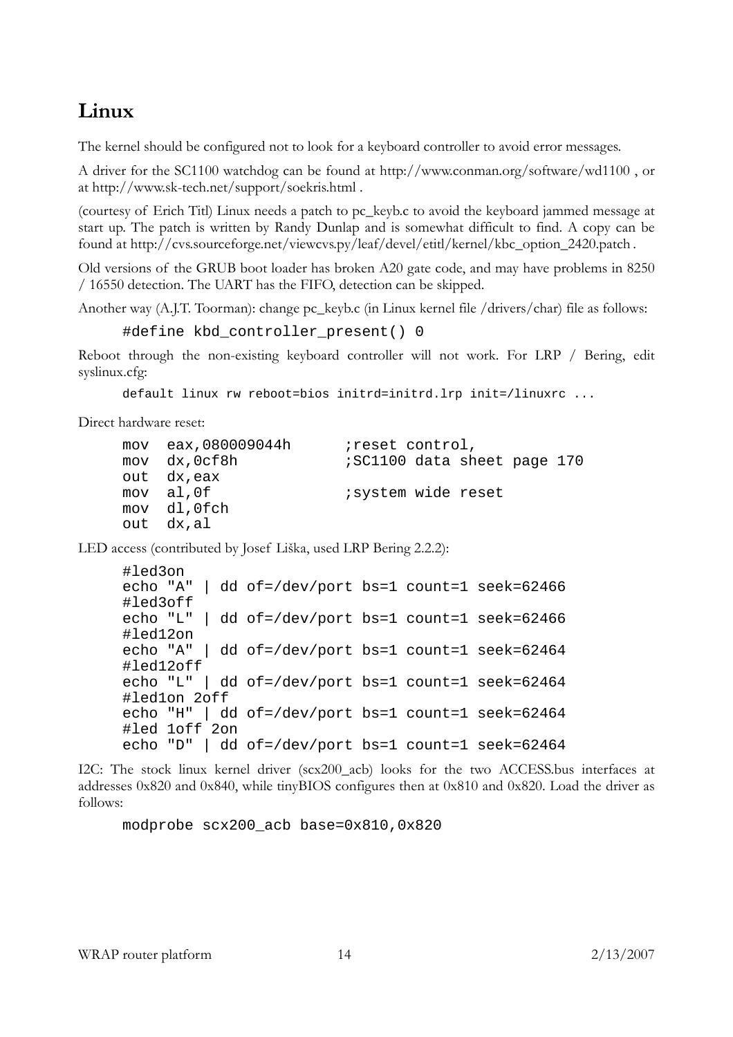# Linux

The kernel should be configured not to look for a keyboard controller to avoid error messages.

A driver for the SC1100 watchdog can be found at http://www.conman.org/software/wd1100 , or at http://www.sk-tech.net/support/soekris.html .

(courtesy of Erich Titl) Linux needs a patch to pc_keyb.c to avoid the keyboard jammed message at start up. The patch is written by Randy Dunlap and is somewhat difficult to find. A copy can be found at http://cvs.sourceforge.net/viewcvs.py/leaf/devel/etitl/kernel/kbc_option_2420.patch .

Old versions of the GRUB boot loader has broken A20 gate code, and may have problems in 8250 / 16550 detection. The UART has the FIFO, detection can be skipped.

Another way (A.J.T. Toorman): change pc_keyb.c (in Linux kernel file /drivers/char) file as follows:

```
#define kbd_controller_present() 0
```

Reboot through the non-existing keyboard controller will not work. For LRP / Bering, edit syslinux.cfg:

```
default linux rw reboot=bios initrd=initrd.lrp init=/linuxrc ...
```

Direct hardware reset:

```
mov  eax,080009044h       ;reset control,
mov  dx,0cf8h             ;SC1100 data sheet page 170
out  dx,eax
mov  al,0f                ;system wide reset
mov  dl,0fch
out  dx,al
```

LED access (contributed by Josef Liška, used LRP Bering 2.2.2):

```
#led3on
echo "A" | dd of=/dev/port bs=1 count=1 seek=62466
#led3off
echo "L" | dd of=/dev/port bs=1 count=1 seek=62466
#led12on
echo "A" | dd of=/dev/port bs=1 count=1 seek=62464
#led12off
echo "L" | dd of=/dev/port bs=1 count=1 seek=62464
#led1on 2off
echo "H" | dd of=/dev/port bs=1 count=1 seek=62464
#led 1off 2on
echo "D" | dd of=/dev/port bs=1 count=1 seek=62464
```

I2C: The stock linux kernel driver (scx200_acb) looks for the two ACCESS.bus interfaces at addresses 0x820 and 0x840, while tinyBIOS configures then at 0x810 and 0x820. Load the driver as follows:

```
modprobe scx200_acb base=0x810,0x820
```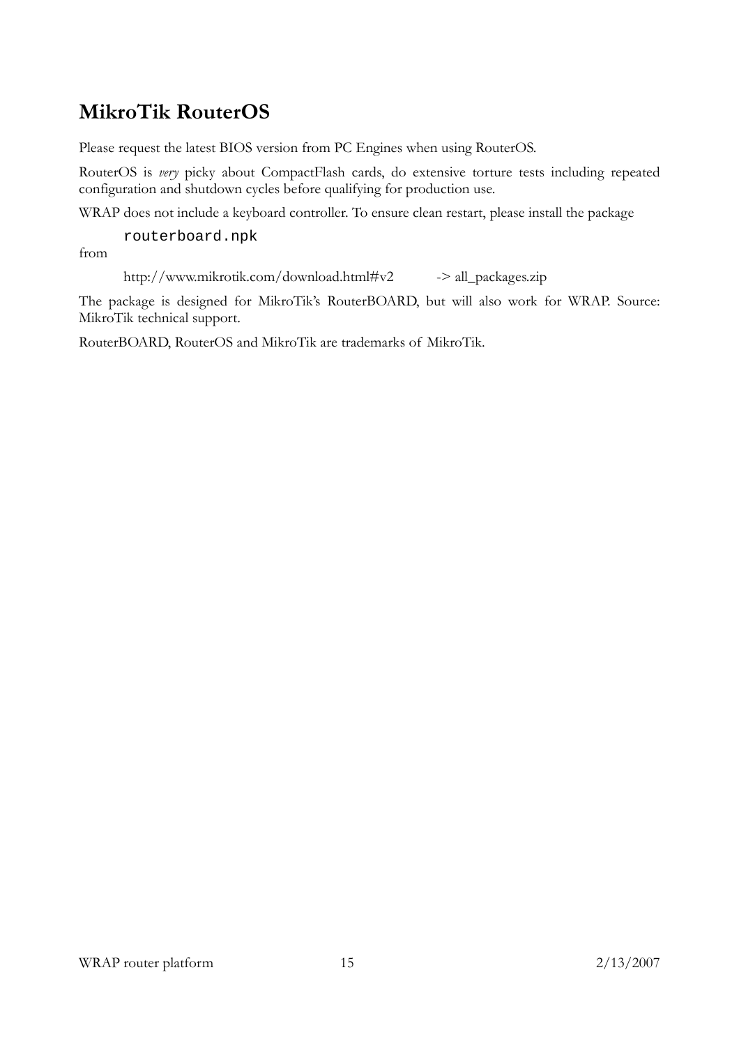# MikroTik RouterOS

Please request the latest BIOS version from PC Engines when using RouterOS.

RouterOS is *very* picky about CompactFlash cards, do extensive torture tests including repeated configuration and shutdown cycles before qualifying for production use.

WRAP does not include a keyboard controller. To ensure clean restart, please install the package

```
routerboard.npk
```

from

http://www.mikrotik.com/download.html#v2 -> all_packages.zip

The package is designed for MikroTik's RouterBOARD, but will also work for WRAP. Source: MikroTik technical support.

RouterBOARD, RouterOS and MikroTik are trademarks of MikroTik.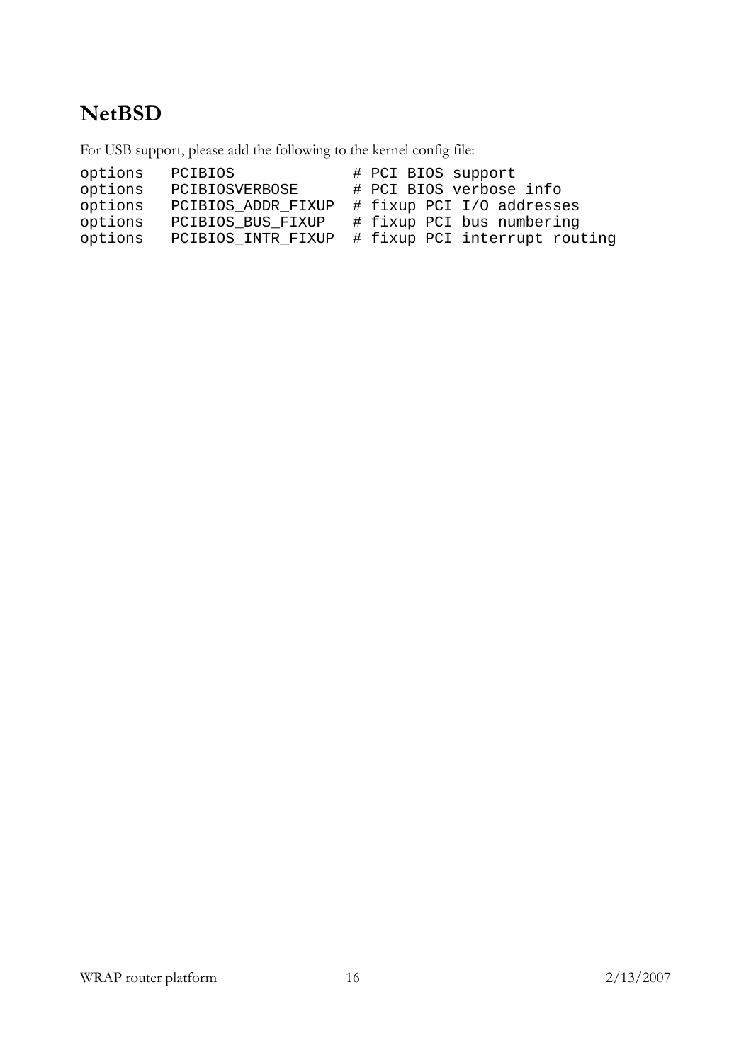## NetBSD

For USB support, please add the following to the kernel config file:

```
options   PCIBIOS             # PCI BIOS support
options   PCIBIOSVERBOSE      # PCI BIOS verbose info
options   PCIBIOS_ADDR_FIXUP  # fixup PCI I/O addresses
options   PCIBIOS_BUS_FIXUP   # fixup PCI bus numbering
options   PCIBIOS_INTR_FIXUP  # fixup PCI interrupt routing
```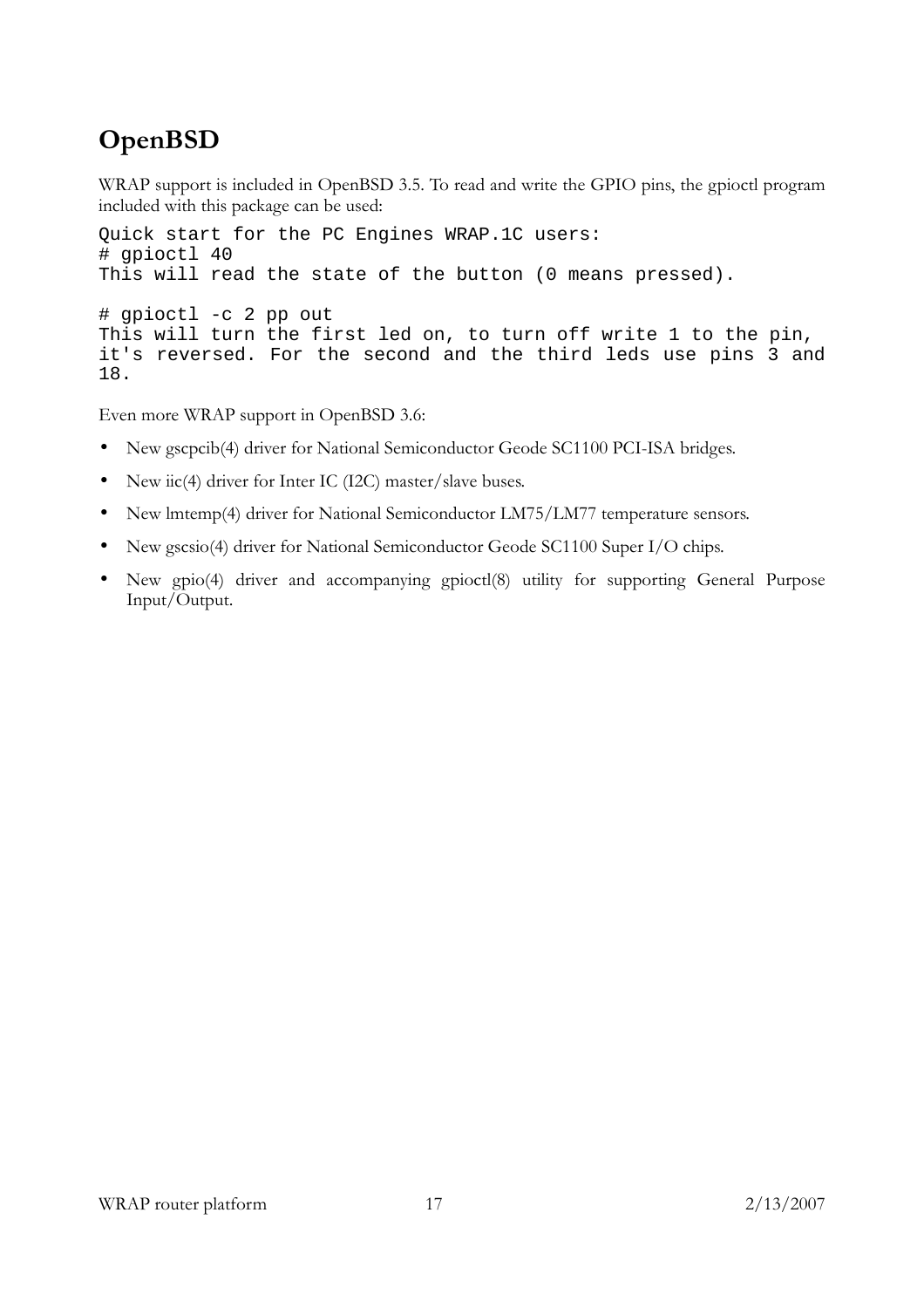# OpenBSD

WRAP support is included in OpenBSD 3.5. To read and write the GPIO pins, the gpioctl program included with this package can be used:

```
Quick start for the PC Engines WRAP.1C users:
# gpioctl 40
This will read the state of the button (0 means pressed).

# gpioctl -c 2 pp out
This will turn the first led on, to turn off write 1 to the pin,
it's reversed. For the second and the third leds use pins 3 and
18.
```

Even more WRAP support in OpenBSD 3.6:

- New gscpcib(4) driver for National Semiconductor Geode SC1100 PCI-ISA bridges.
- New iic(4) driver for Inter IC (I2C) master/slave buses.
- New lmtemp(4) driver for National Semiconductor LM75/LM77 temperature sensors.
- New gscsio(4) driver for National Semiconductor Geode SC1100 Super I/O chips.
- New gpio(4) driver and accompanying gpioctl(8) utility for supporting General Purpose Input/Output.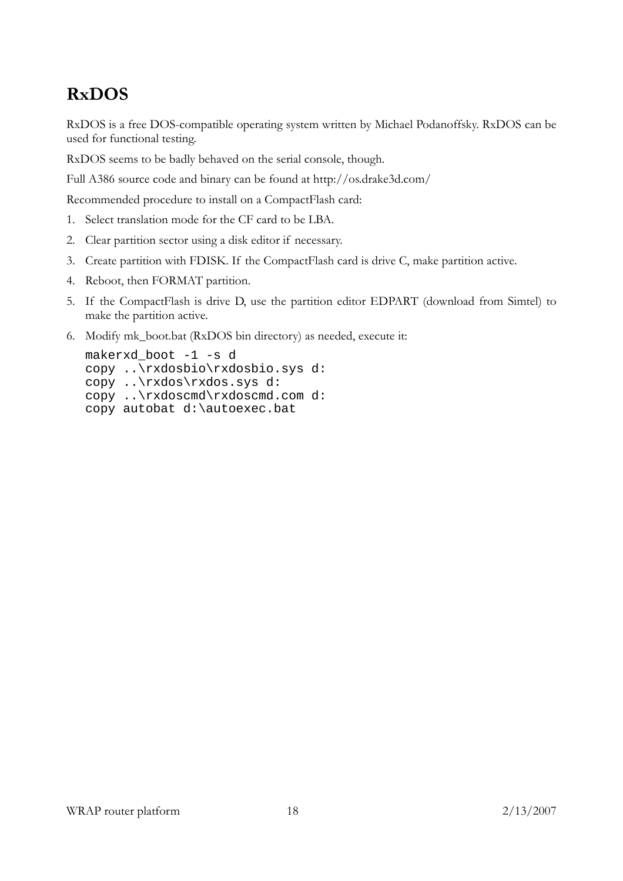## RxDOS

RxDOS is a free DOS-compatible operating system written by Michael Podanoffsky. RxDOS can be used for functional testing.

RxDOS seems to be badly behaved on the serial console, though.

Full A386 source code and binary can be found at http://os.drake3d.com/

Recommended procedure to install on a CompactFlash card:

1. Select translation mode for the CF card to be LBA.
2. Clear partition sector using a disk editor if necessary.
3. Create partition with FDISK. If the CompactFlash card is drive C, make partition active.
4. Reboot, then FORMAT partition.
5. If the CompactFlash is drive D, use the partition editor EDPART (download from Simtel) to make the partition active.
6. Modify mk_boot.bat (RxDOS bin directory) as needed, execute it:

```
makerxd_boot -1 -s d
copy ..\rxdosbio\rxdosbio.sys d:
copy ..\rxdos\rxdos.sys d:
copy ..\rxdoscmd\rxdoscmd.com d:
copy autobat d:\autoexec.bat
```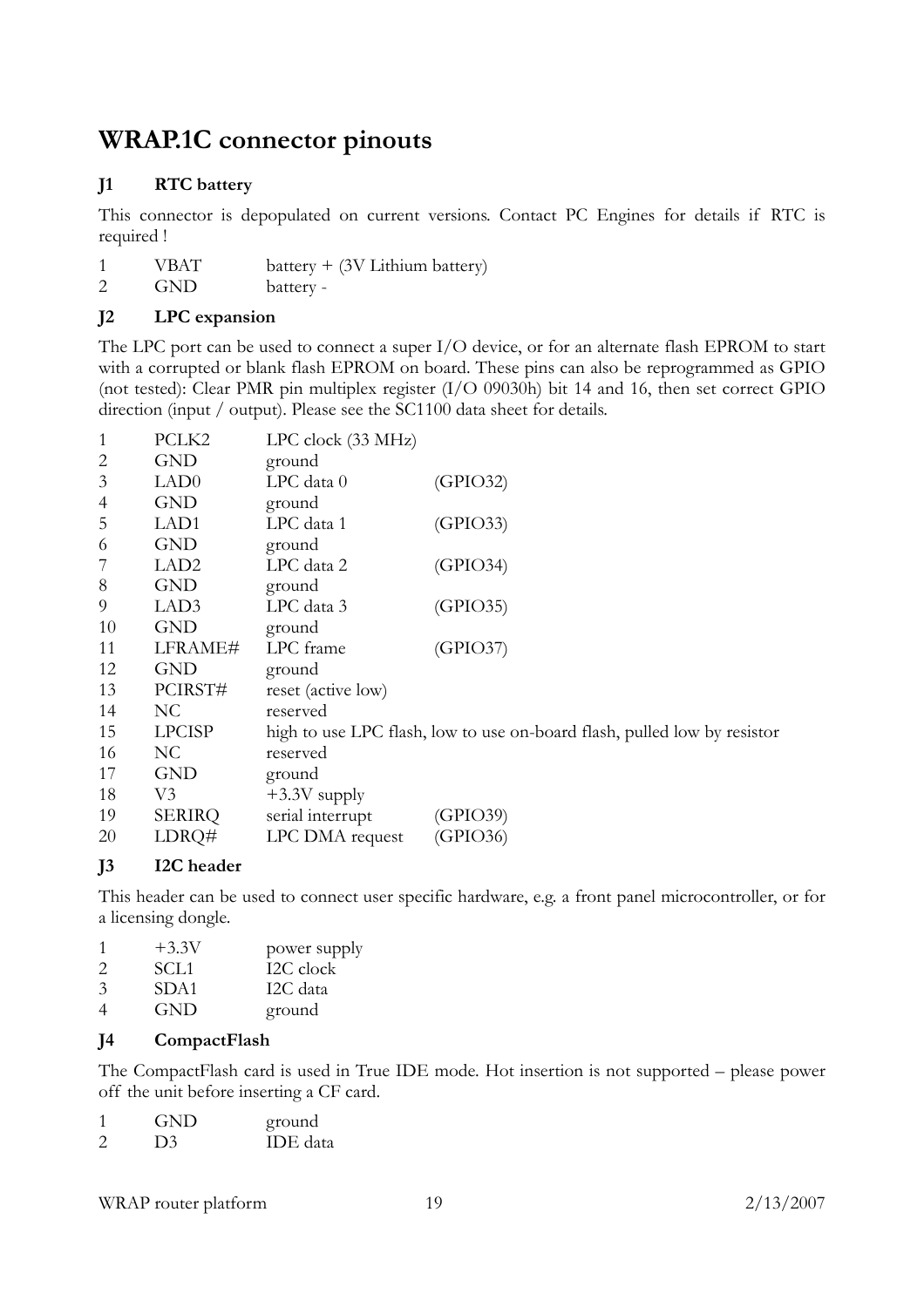# WRAP.1C connector pinouts

### J1 RTC battery

This connector is depopulated on current versions. Contact PC Engines for details if RTC is required !

| | | |
|---|---|---|
| 1 | VBAT | battery + (3V Lithium battery) |
| 2 | GND | battery - |

### J2 LPC expansion

The LPC port can be used to connect a super I/O device, or for an alternate flash EPROM to start with a corrupted or blank flash EPROM on board. These pins can also be reprogrammed as GPIO (not tested): Clear PMR pin multiplex register (I/O 09030h) bit 14 and 16, then set correct GPIO direction (input / output). Please see the SC1100 data sheet for details.

| | | | |
|---|---|---|---|
| 1 | PCLK2 | LPC clock (33 MHz) | |
| 2 | GND | ground | |
| 3 | LAD0 | LPC data 0 | (GPIO32) |
| 4 | GND | ground | |
| 5 | LAD1 | LPC data 1 | (GPIO33) |
| 6 | GND | ground | |
| 7 | LAD2 | LPC data 2 | (GPIO34) |
| 8 | GND | ground | |
| 9 | LAD3 | LPC data 3 | (GPIO35) |
| 10 | GND | ground | |
| 11 | LFRAME# | LPC frame | (GPIO37) |
| 12 | GND | ground | |
| 13 | PCIRST# | reset (active low) | |
| 14 | NC | reserved | |
| 15 | LPCISP | high to use LPC flash, low to use on-board flash, pulled low by resistor | |
| 16 | NC | reserved | |
| 17 | GND | ground | |
| 18 | V3 | +3.3V supply | |
| 19 | SERIRQ | serial interrupt | (GPIO39) |
| 20 | LDRQ# | LPC DMA request | (GPIO36) |

### J3 I2C header

This header can be used to connect user specific hardware, e.g. a front panel microcontroller, or for a licensing dongle.

| | | |
|---|---|---|
| 1 | +3.3V | power supply |
| 2 | SCL1 | I2C clock |
| 3 | SDA1 | I2C data |
| 4 | GND | ground |

### J4 CompactFlash

The CompactFlash card is used in True IDE mode. Hot insertion is not supported – please power off the unit before inserting a CF card.

| | | |
|---|---|---|
| 1 | GND | ground |
| 2 | D3 | IDE data |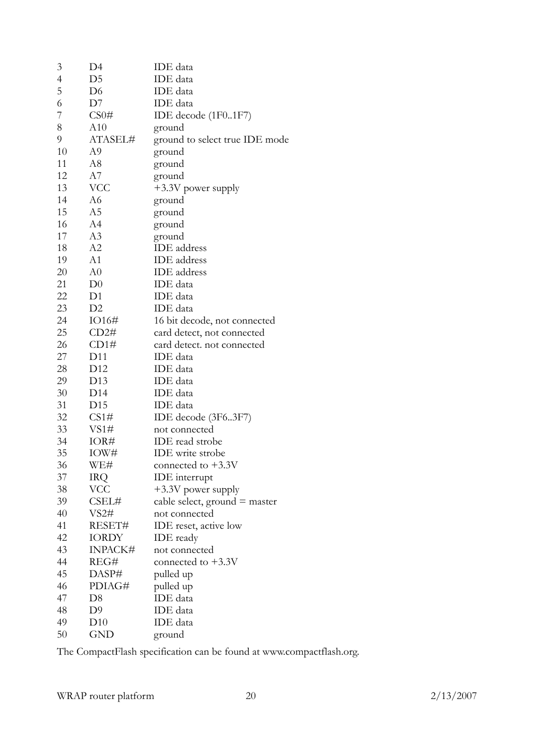| | | |
|---|---|---|
| 3 | D4 | IDE data |
| 4 | D5 | IDE data |
| 5 | D6 | IDE data |
| 6 | D7 | IDE data |
| 7 | CS0# | IDE decode (1F0..1F7) |
| 8 | A10 | ground |
| 9 | ATASEL# | ground to select true IDE mode |
| 10 | A9 | ground |
| 11 | A8 | ground |
| 12 | A7 | ground |
| 13 | VCC | +3.3V power supply |
| 14 | A6 | ground |
| 15 | A5 | ground |
| 16 | A4 | ground |
| 17 | A3 | ground |
| 18 | A2 | IDE address |
| 19 | A1 | IDE address |
| 20 | A0 | IDE address |
| 21 | D0 | IDE data |
| 22 | D1 | IDE data |
| 23 | D2 | IDE data |
| 24 | IO16# | 16 bit decode, not connected |
| 25 | CD2# | card detect, not connected |
| 26 | CD1# | card detect. not connected |
| 27 | D11 | IDE data |
| 28 | D12 | IDE data |
| 29 | D13 | IDE data |
| 30 | D14 | IDE data |
| 31 | D15 | IDE data |
| 32 | CS1# | IDE decode (3F6..3F7) |
| 33 | VS1# | not connected |
| 34 | IOR# | IDE read strobe |
| 35 | IOW# | IDE write strobe |
| 36 | WE# | connected to +3.3V |
| 37 | IRQ | IDE interrupt |
| 38 | VCC | +3.3V power supply |
| 39 | CSEL# | cable select, ground = master |
| 40 | VS2# | not connected |
| 41 | RESET# | IDE reset, active low |
| 42 | IORDY | IDE ready |
| 43 | INPACK# | not connected |
| 44 | REG# | connected to +3.3V |
| 45 | DASP# | pulled up |
| 46 | PDIAG# | pulled up |
| 47 | D8 | IDE data |
| 48 | D9 | IDE data |
| 49 | D10 | IDE data |
| 50 | GND | ground |

The CompactFlash specification can be found at www.compactflash.org.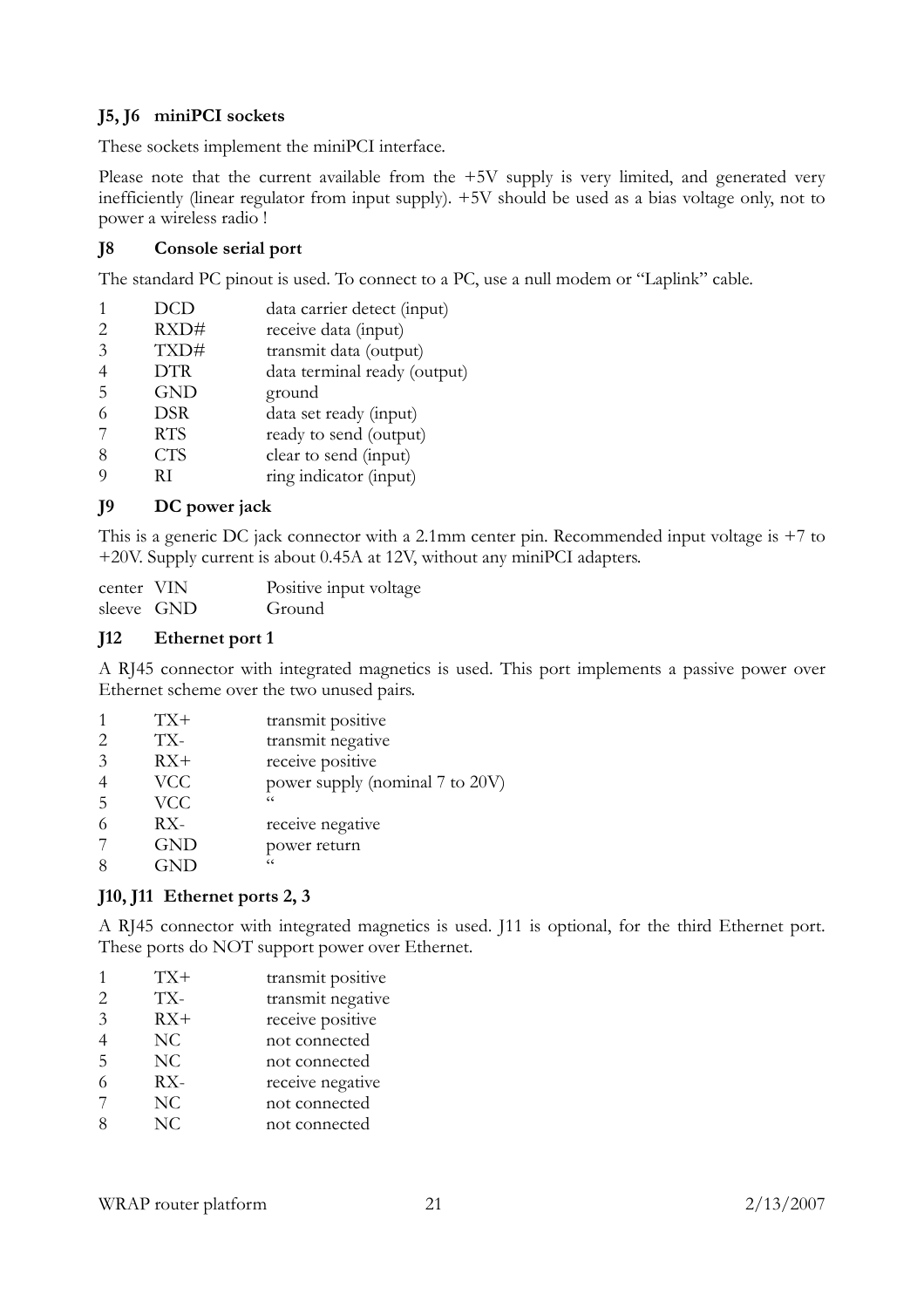### J5, J6 miniPCI sockets

These sockets implement the miniPCI interface.

Please note that the current available from the +5V supply is very limited, and generated very inefficiently (linear regulator from input supply). +5V should be used as a bias voltage only, not to power a wireless radio !

### J8 Console serial port

The standard PC pinout is used. To connect to a PC, use a null modem or "Laplink" cable.

| | | |
|---|---|---|
| 1 | DCD | data carrier detect (input) |
| 2 | RXD# | receive data (input) |
| 3 | TXD# | transmit data (output) |
| 4 | DTR | data terminal ready (output) |
| 5 | GND | ground |
| 6 | DSR | data set ready (input) |
| 7 | RTS | ready to send (output) |
| 8 | CTS | clear to send (input) |
| 9 | RI | ring indicator (input) |

### J9 DC power jack

This is a generic DC jack connector with a 2.1mm center pin. Recommended input voltage is +7 to +20V. Supply current is about 0.45A at 12V, without any miniPCI adapters.

| | | |
|---|---|---|
| center | VIN | Positive input voltage |
| sleeve | GND | Ground |

### J12 Ethernet port 1

A RJ45 connector with integrated magnetics is used. This port implements a passive power over Ethernet scheme over the two unused pairs.

| | | |
|---|---|---|
| 1 | TX+ | transmit positive |
| 2 | TX- | transmit negative |
| 3 | RX+ | receive positive |
| 4 | VCC | power supply (nominal 7 to 20V) |
| 5 | VCC | " |
| 6 | RX- | receive negative |
| 7 | GND | power return |
| 8 | GND | " |

### J10, J11 Ethernet ports 2, 3

A RJ45 connector with integrated magnetics is used. J11 is optional, for the third Ethernet port. These ports do NOT support power over Ethernet.

| | | |
|---|---|---|
| 1 | TX+ | transmit positive |
| 2 | TX- | transmit negative |
| 3 | RX+ | receive positive |
| 4 | NC | not connected |
| 5 | NC | not connected |
| 6 | RX- | receive negative |
| 7 | NC | not connected |
| 8 | NC | not connected |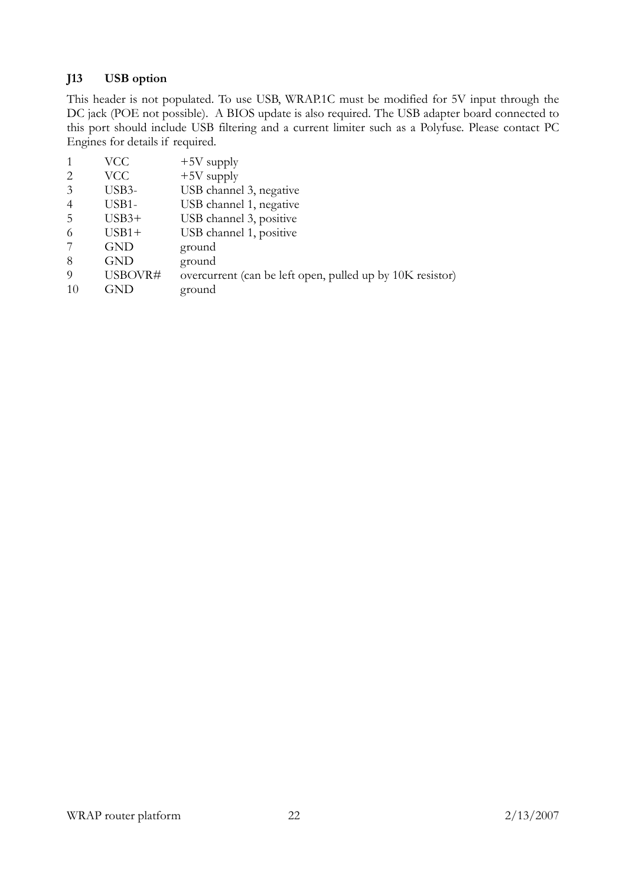### J13 USB option

This header is not populated. To use USB, WRAP.1C must be modified for 5V input through the DC jack (POE not possible). A BIOS update is also required. The USB adapter board connected to this port should include USB filtering and a current limiter such as a Polyfuse. Please contact PC Engines for details if required.

| | | |
|---|---|---|
| 1 | VCC | +5V supply |
| 2 | VCC | +5V supply |
| 3 | USB3- | USB channel 3, negative |
| 4 | USB1- | USB channel 1, negative |
| 5 | USB3+ | USB channel 3, positive |
| 6 | USB1+ | USB channel 1, positive |
| 7 | GND | ground |
| 8 | GND | ground |
| 9 | USBOVR# | overcurrent (can be left open, pulled up by 10K resistor) |
| 10 | GND | ground |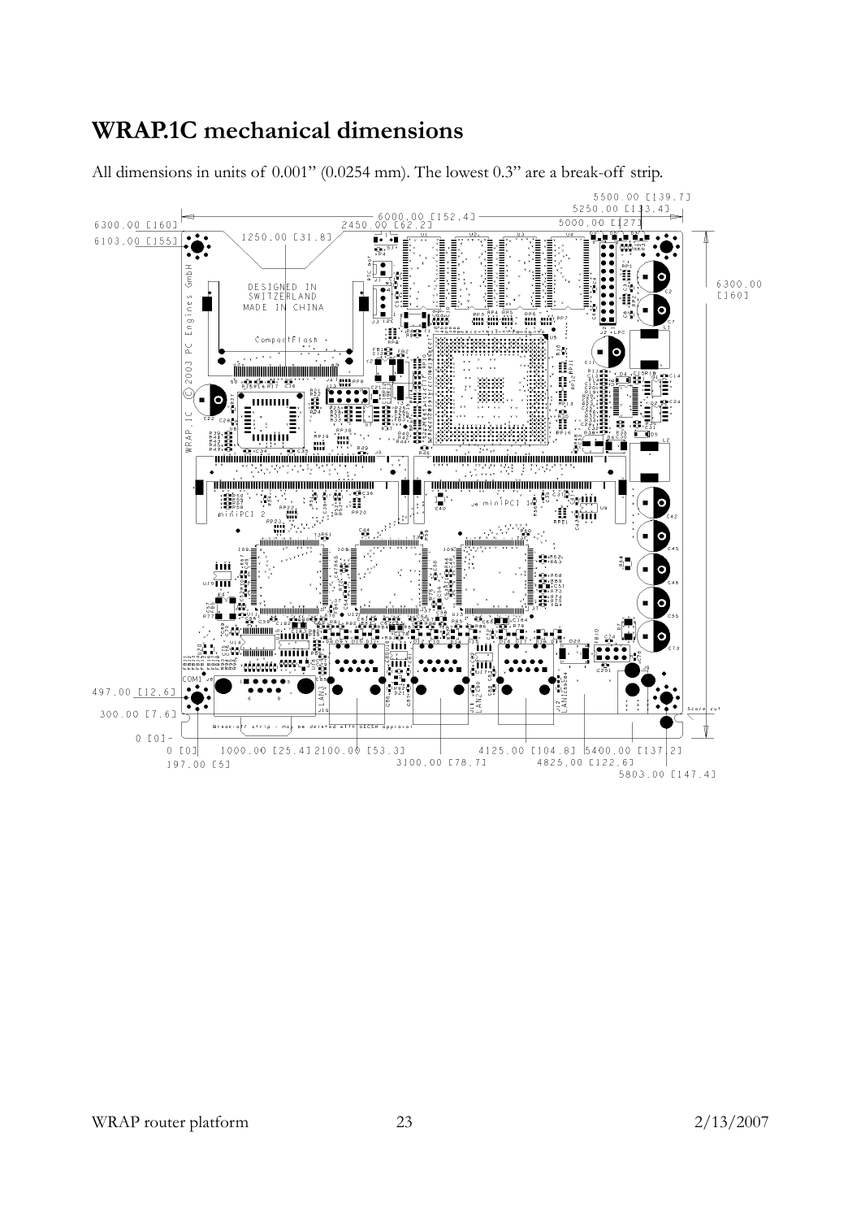# WRAP.1C mechanical dimensions

All dimensions in units of 0.001" (0.0254 mm). The lowest 0.3" are a break-off strip.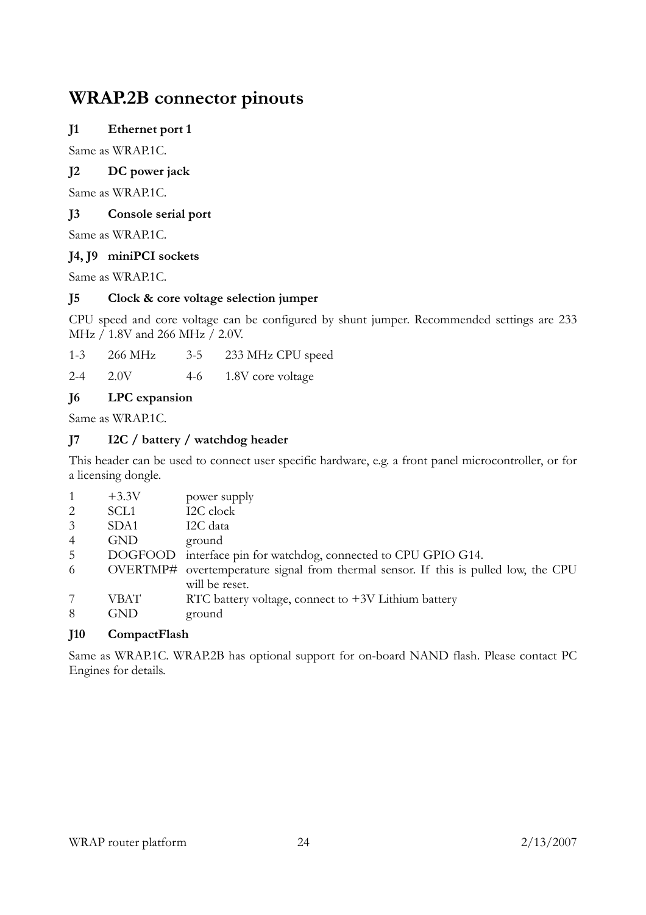# WRAP.2B connector pinouts

**J1 Ethernet port 1**

Same as WRAP.1C.

**J2 DC power jack**

Same as WRAP.1C.

**J3 Console serial port**

Same as WRAP.1C.

**J4, J9 miniPCI sockets**

Same as WRAP.1C.

**J5 Clock & core voltage selection jumper**

CPU speed and core voltage can be configured by shunt jumper. Recommended settings are 233 MHz / 1.8V and 266 MHz / 2.0V.

| | | | |
|---|---|---|---|
| 1-3 | 266 MHz | 3-5 | 233 MHz CPU speed |
| 2-4 | 2.0V | 4-6 | 1.8V core voltage |

**J6 LPC expansion**

Same as WRAP.1C.

**J7 I2C / battery / watchdog header**

This header can be used to connect user specific hardware, e.g. a front panel microcontroller, or for a licensing dongle.

| | | |
|---|---|---|
| 1 | +3.3V | power supply |
| 2 | SCL1 | I2C clock |
| 3 | SDA1 | I2C data |
| 4 | GND | ground |
| 5 | DOGFOOD | interface pin for watchdog, connected to CPU GPIO G14. |
| 6 | OVERTMP# | overtemperature signal from thermal sensor. If this is pulled low, the CPU will be reset. |
| 7 | VBAT | RTC battery voltage, connect to +3V Lithium battery |
| 8 | GND | ground |

**J10 CompactFlash**

Same as WRAP.1C. WRAP.2B has optional support for on-board NAND flash. Please contact PC Engines for details.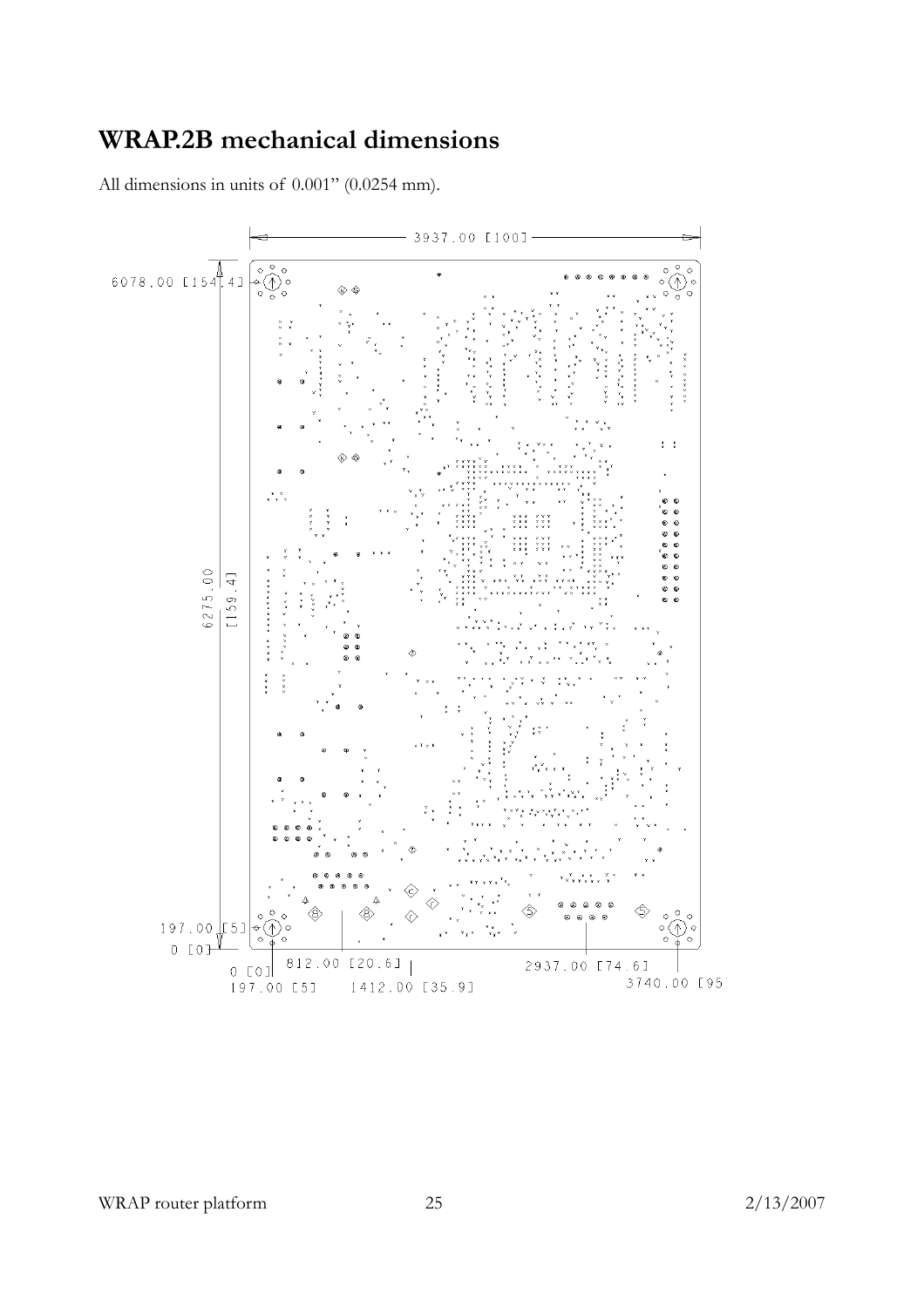# WRAP.2B mechanical dimensions

All dimensions in units of 0.001" (0.0254 mm).

3937.00 [100]

6078.00 [154.4]

6275.00 [159.4]

197.00 [5]

0 [0]

0 [0]

197.00 [5]

812.00 [20.6]

1412.00 [35.9]

2937.00 [74.6]

3740.00 [95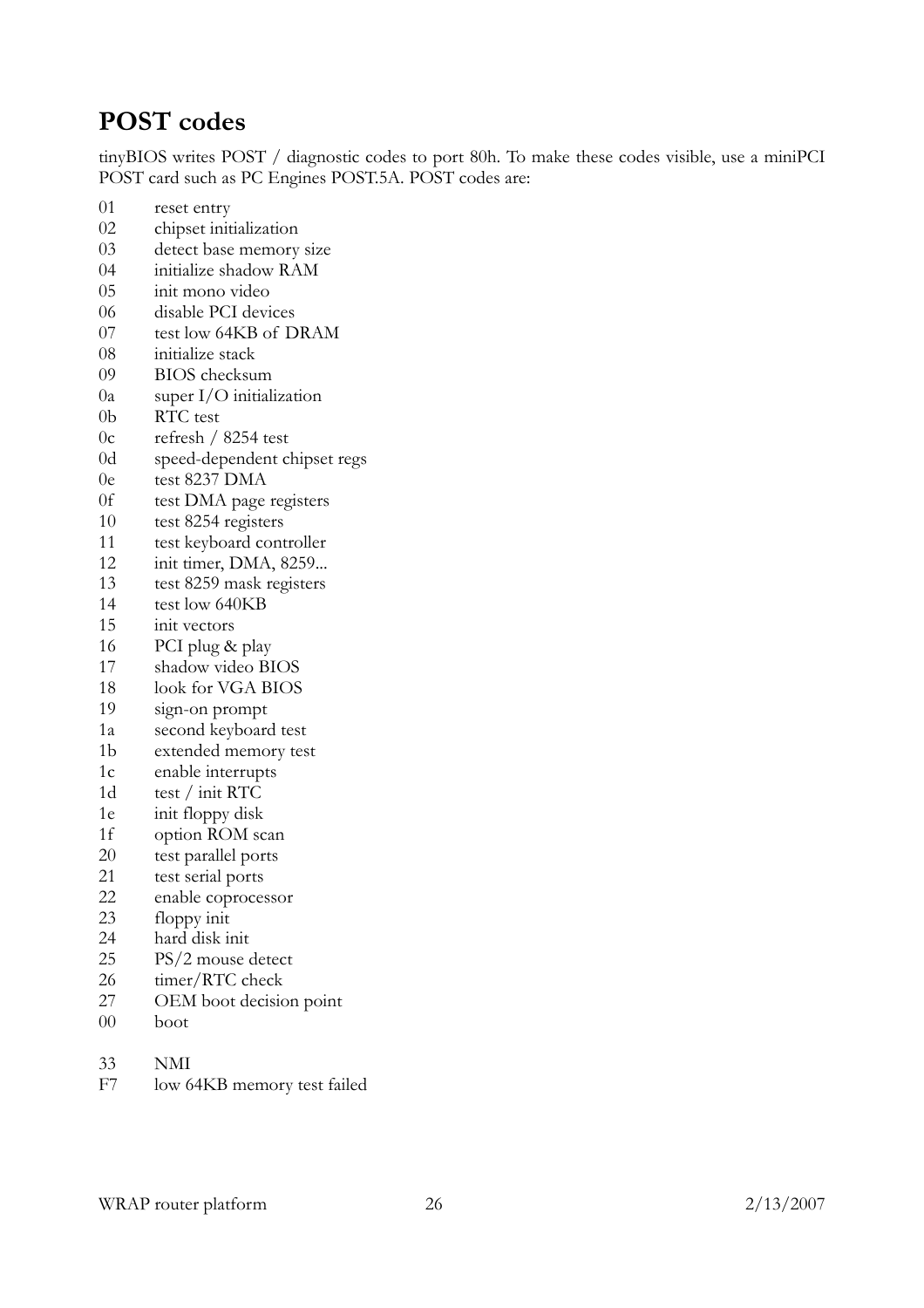## POST codes

tinyBIOS writes POST / diagnostic codes to port 80h. To make these codes visible, use a miniPCI POST card such as PC Engines POST.5A. POST codes are:

| Code | Description |
| --- | --- |
| 01 | reset entry |
| 02 | chipset initialization |
| 03 | detect base memory size |
| 04 | initialize shadow RAM |
| 05 | init mono video |
| 06 | disable PCI devices |
| 07 | test low 64KB of DRAM |
| 08 | initialize stack |
| 09 | BIOS checksum |
| 0a | super I/O initialization |
| 0b | RTC test |
| 0c | refresh / 8254 test |
| 0d | speed-dependent chipset regs |
| 0e | test 8237 DMA |
| 0f | test DMA page registers |
| 10 | test 8254 registers |
| 11 | test keyboard controller |
| 12 | init timer, DMA, 8259... |
| 13 | test 8259 mask registers |
| 14 | test low 640KB |
| 15 | init vectors |
| 16 | PCI plug & play |
| 17 | shadow video BIOS |
| 18 | look for VGA BIOS |
| 19 | sign-on prompt |
| 1a | second keyboard test |
| 1b | extended memory test |
| 1c | enable interrupts |
| 1d | test / init RTC |
| 1e | init floppy disk |
| 1f | option ROM scan |
| 20 | test parallel ports |
| 21 | test serial ports |
| 22 | enable coprocessor |
| 23 | floppy init |
| 24 | hard disk init |
| 25 | PS/2 mouse detect |
| 26 | timer/RTC check |
| 27 | OEM boot decision point |
| 00 | boot |

| Code | Description |
| --- | --- |
| 33 | NMI |
| F7 | low 64KB memory test failed |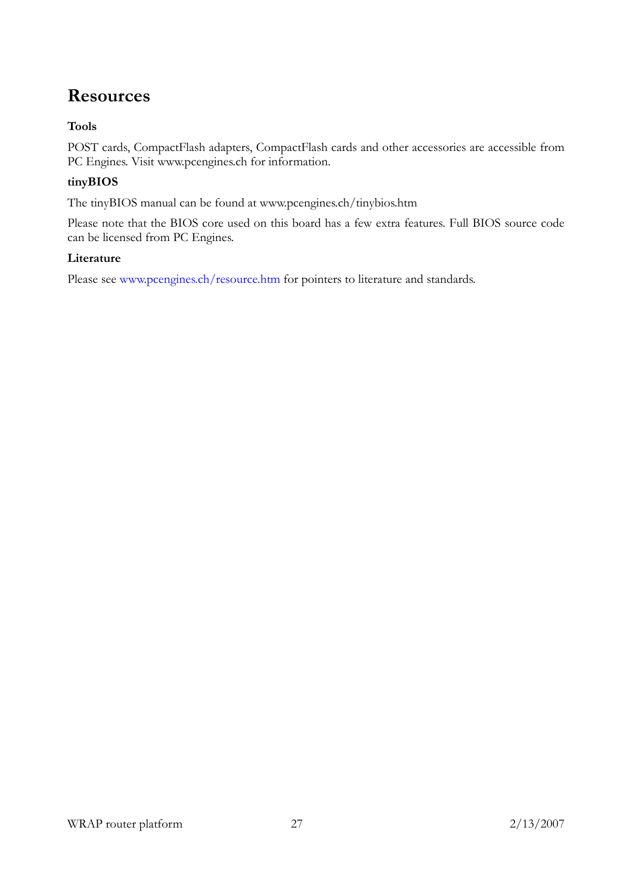# Resources

### Tools

POST cards, CompactFlash adapters, CompactFlash cards and other accessories are accessible from PC Engines. Visit www.pcengines.ch for information.

### tinyBIOS

The tinyBIOS manual can be found at www.pcengines.ch/tinybios.htm

Please note that the BIOS core used on this board has a few extra features. Full BIOS source code can be licensed from PC Engines.

### Literature

Please see www.pcengines.ch/resource.htm for pointers to literature and standards.